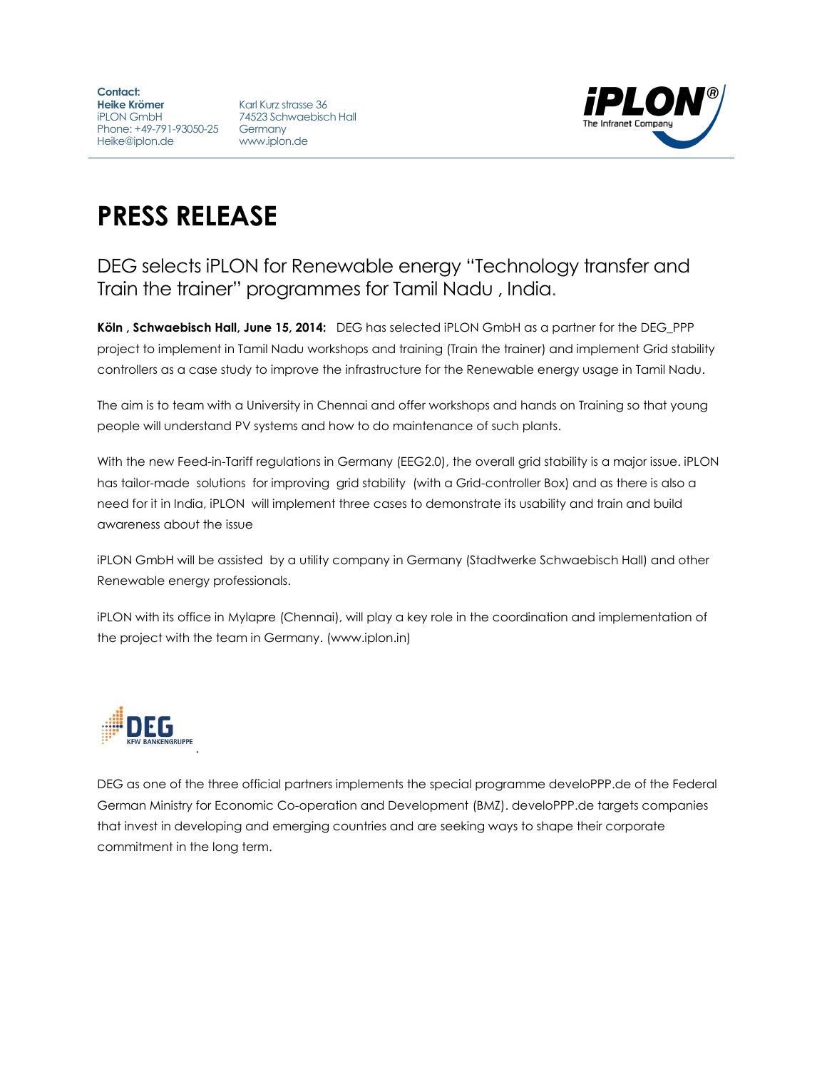**Contact:**
**Heike Krömer**
iPLON GmbH
Phone: +49-791-93050-25
Heike@iplon.de

Karl Kurz strasse 36
74523 Schwaebisch Hall
Germany
www.iplon.de

iPLON® The Infranet Company

# PRESS RELEASE

## DEG selects iPLON for Renewable energy "Technology transfer and Train the trainer" programmes for Tamil Nadu , India.

**Köln , Schwaebisch Hall, June 15, 2014:** DEG has selected iPLON GmbH as a partner for the DEG_PPP project to implement in Tamil Nadu workshops and training (Train the trainer) and implement Grid stability controllers as a case study to improve the infrastructure for the Renewable energy usage in Tamil Nadu.

The aim is to team with a University in Chennai and offer workshops and hands on Training so that young people will understand PV systems and how to do maintenance of such plants.

With the new Feed-in-Tariff regulations in Germany (EEG2.0), the overall grid stability is a major issue. iPLON has tailor-made solutions for improving grid stability (with a Grid-controller Box) and as there is also a need for it in India, iPLON will implement three cases to demonstrate its usability and train and build awareness about the issue

iPLON GmbH will be assisted by a utility company in Germany (Stadtwerke Schwaebisch Hall) and other Renewable energy professionals.

iPLON with its office in Mylapre (Chennai), will play a key role in the coordination and implementation of the project with the team in Germany. (www.iplon.in)

DEG KFW BANKENGRUPPE

DEG as one of the three official partners implements the special programme develoPPP.de of the Federal German Ministry for Economic Co-operation and Development (BMZ). develoPPP.de targets companies that invest in developing and emerging countries and are seeking ways to shape their corporate commitment in the long term.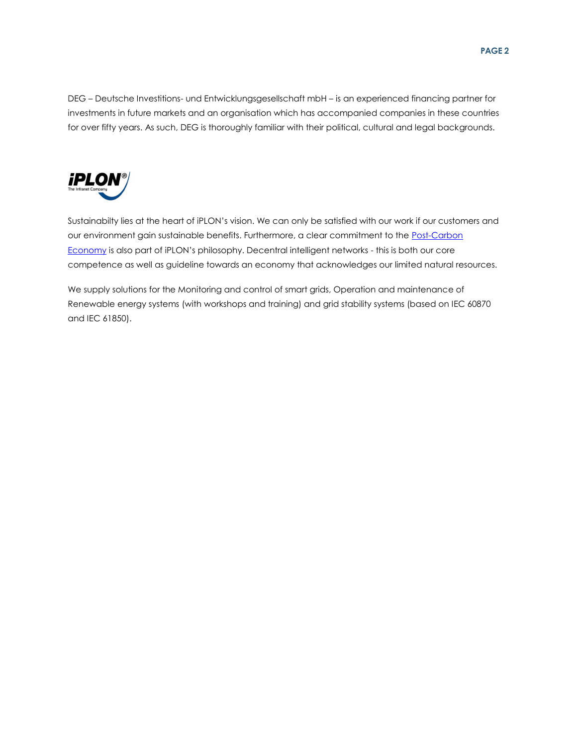DEG – Deutsche Investitions- und Entwicklungsgesellschaft mbH – is an experienced financing partner for investments in future markets and an organisation which has accompanied companies in these countries for over fifty years. As such, DEG is thoroughly familiar with their political, cultural and legal backgrounds.

Sustainabilty lies at the heart of iPLON's vision. We can only be satisfied with our work if our customers and our environment gain sustainable benefits. Furthermore, a clear commitment to the Post-Carbon Economy is also part of iPLON's philosophy. Decentral intelligent networks - this is both our core competence as well as guideline towards an economy that acknowledges our limited natural resources.

We supply solutions for the Monitoring and control of smart grids, Operation and maintenance of Renewable energy systems (with workshops and training) and grid stability systems (based on IEC 60870 and IEC 61850).